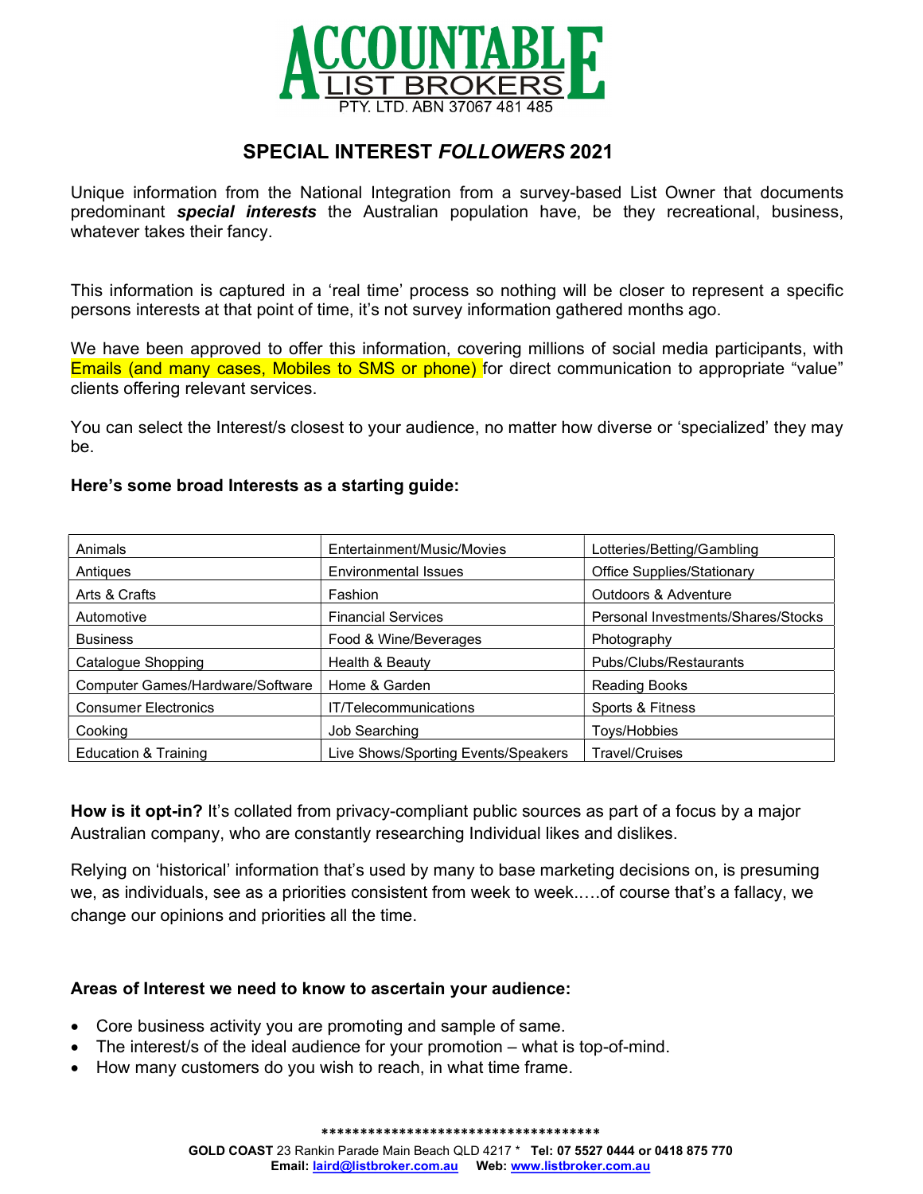# ACCOUNTABLE LIST BROKERS

PTY. LTD. ABN 37067 481 485

## SPECIAL INTEREST *FOLLOWERS* 2021

Unique information from the National Integration from a survey-based List Owner that documents predominant ***special interests*** the Australian population have, be they recreational, business, whatever takes their fancy.

This information is captured in a 'real time' process so nothing will be closer to represent a specific persons interests at that point of time, it's not survey information gathered months ago.

We have been approved to offer this information, covering millions of social media participants, with Emails (and many cases, Mobiles to SMS or phone) for direct communication to appropriate "value" clients offering relevant services.

You can select the Interest/s closest to your audience, no matter how diverse or 'specialized' they may be.

**Here's some broad Interests as a starting guide:**

| | | |
|---|---|---|
| Animals | Entertainment/Music/Movies | Lotteries/Betting/Gambling |
| Antiques | Environmental Issues | Office Supplies/Stationary |
| Arts & Crafts | Fashion | Outdoors & Adventure |
| Automotive | Financial Services | Personal Investments/Shares/Stocks |
| Business | Food & Wine/Beverages | Photography |
| Catalogue Shopping | Health & Beauty | Pubs/Clubs/Restaurants |
| Computer Games/Hardware/Software | Home & Garden | Reading Books |
| Consumer Electronics | IT/Telecommunications | Sports & Fitness |
| Cooking | Job Searching | Toys/Hobbies |
| Education & Training | Live Shows/Sporting Events/Speakers | Travel/Cruises |

**How is it opt-in?** It's collated from privacy-compliant public sources as part of a focus by a major Australian company, who are constantly researching Individual likes and dislikes.

Relying on 'historical' information that's used by many to base marketing decisions on, is presuming we, as individuals, see as a priorities consistent from week to week.….of course that's a fallacy, we change our opinions and priorities all the time.

**Areas of Interest we need to know to ascertain your audience:**

- Core business activity you are promoting and sample of same.
- The interest/s of the ideal audience for your promotion – what is top-of-mind.
- How many customers do you wish to reach, in what time frame.

************************************

**GOLD COAST** 23 Rankin Parade Main Beach QLD 4217 * **Tel: 07 5527 0444 or 0418 875 770**
**Email: laird@listbroker.com.au Web: www.listbroker.com.au**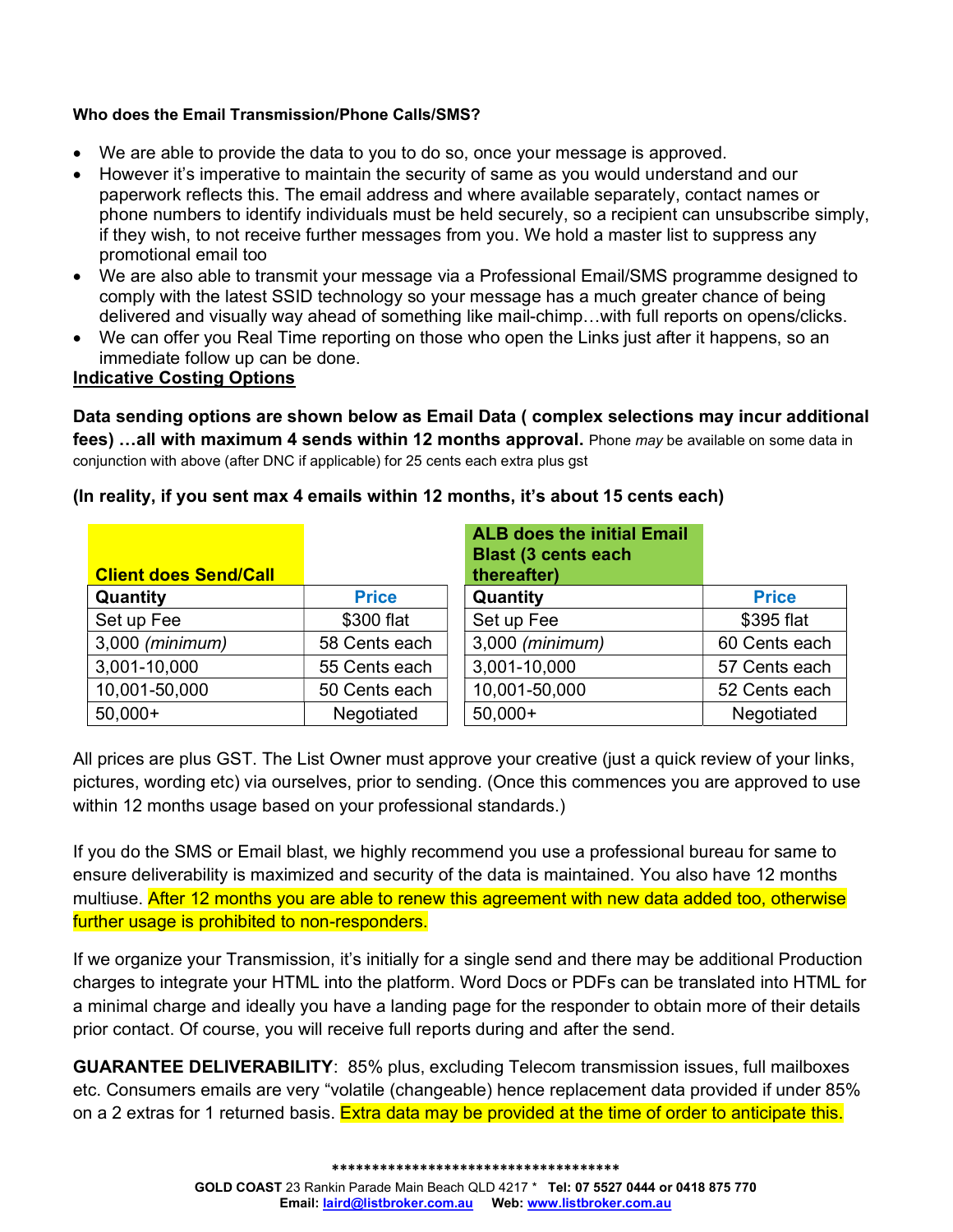**Who does the Email Transmission/Phone Calls/SMS?**

- We are able to provide the data to you to do so, once your message is approved.
- However it's imperative to maintain the security of same as you would understand and our paperwork reflects this. The email address and where available separately, contact names or phone numbers to identify individuals must be held securely, so a recipient can unsubscribe simply, if they wish, to not receive further messages from you. We hold a master list to suppress any promotional email too
- We are also able to transmit your message via a Professional Email/SMS programme designed to comply with the latest SSID technology so your message has a much greater chance of being delivered and visually way ahead of something like mail-chimp…with full reports on opens/clicks.
- We can offer you Real Time reporting on those who open the Links just after it happens, so an immediate follow up can be done.

**Indicative Costing Options**

**Data sending options are shown below as Email Data ( complex selections may incur additional fees) …all with maximum 4 sends within 12 months approval.** Phone *may* be available on some data in conjunction with above (after DNC if applicable) for 25 cents each extra plus gst

**(In reality, if you sent max 4 emails within 12 months, it's about 15 cents each)**

| **Client does Send/Call** | | **ALB does the initial Email Blast (3 cents each thereafter)** | |
|---|---|---|---|
| **Quantity** | **Price** | **Quantity** | **Price** |
| Set up Fee | $300 flat | Set up Fee | $395 flat |
| 3,000 *(minimum)* | 58 Cents each | 3,000 *(minimum)* | 60 Cents each |
| 3,001-10,000 | 55 Cents each | 3,001-10,000 | 57 Cents each |
| 10,001-50,000 | 50 Cents each | 10,001-50,000 | 52 Cents each |
| 50,000+ | Negotiated | 50,000+ | Negotiated |

All prices are plus GST. The List Owner must approve your creative (just a quick review of your links, pictures, wording etc) via ourselves, prior to sending. (Once this commences you are approved to use within 12 months usage based on your professional standards.)

If you do the SMS or Email blast, we highly recommend you use a professional bureau for same to ensure deliverability is maximized and security of the data is maintained. You also have 12 months multiuse. After 12 months you are able to renew this agreement with new data added too, otherwise further usage is prohibited to non-responders.

If we organize your Transmission, it's initially for a single send and there may be additional Production charges to integrate your HTML into the platform. Word Docs or PDFs can be translated into HTML for a minimal charge and ideally you have a landing page for the responder to obtain more of their details prior contact. Of course, you will receive full reports during and after the send.

**GUARANTEE DELIVERABILITY**: 85% plus, excluding Telecom transmission issues, full mailboxes etc. Consumers emails are very "volatile (changeable) hence replacement data provided if under 85% on a 2 extras for 1 returned basis. Extra data may be provided at the time of order to anticipate this.

************************************

**GOLD COAST** 23 Rankin Parade Main Beach QLD 4217 * **Tel: 07 5527 0444 or 0418 875 770**
**Email:** laird@listbroker.com.au **Web:** www.listbroker.com.au